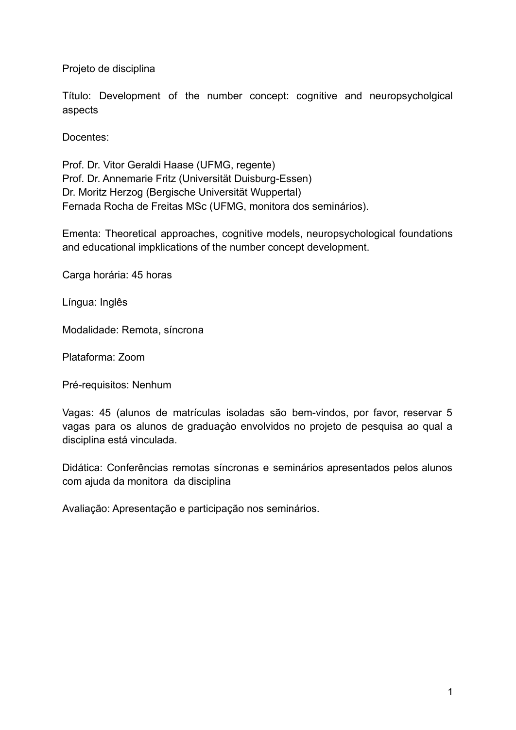Projeto de disciplina

Título: Development of the number concept: cognitive and neuropsycholgical aspects

Docentes:

Prof. Dr. Vitor Geraldi Haase (UFMG, regente)
Prof. Dr. Annemarie Fritz (Universität Duisburg-Essen)
Dr. Moritz Herzog (Bergische Universität Wuppertal)
Fernada Rocha de Freitas MSc (UFMG, monitora dos seminários).

Ementa: Theoretical approaches, cognitive models, neuropsychological foundations and educational impklications of the number concept development.

Carga horária: 45 horas

Língua: Inglês

Modalidade: Remota, síncrona

Plataforma: Zoom

Pré-requisitos: Nenhum

Vagas: 45 (alunos de matrículas isoladas são bem-vindos, por favor, reservar 5 vagas para os alunos de graduaçào envolvidos no projeto de pesquisa ao qual a disciplina está vinculada.

Didática: Conferências remotas síncronas e seminários apresentados pelos alunos com ajuda da monitora da disciplina

Avaliação: Apresentação e participação nos seminários.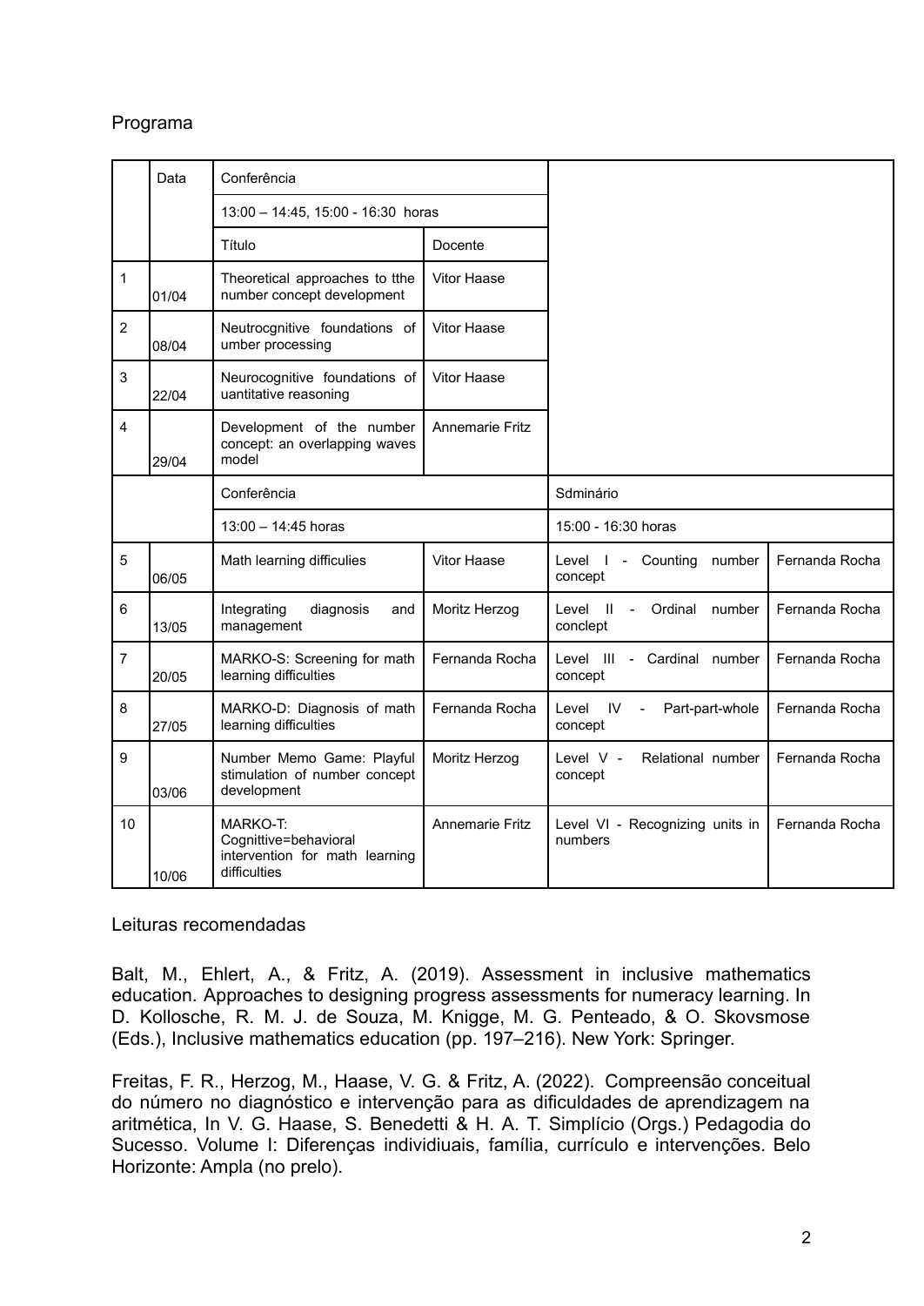Programa

| | Data | Conferência | | | |
|---|---|---|---|---|---|
| | | 13:00 – 14:45, 15:00 - 16:30 horas | | | |
| | | Título | Docente | | |
| 1 | 01/04 | Theoretical approaches to tthe number concept development | Vitor Haase | | |
| 2 | 08/04 | Neutrocgnitive foundations of umber processing | Vitor Haase | | |
| 3 | 22/04 | Neurocognitive foundations of uantitative reasoning | Vitor Haase | | |
| 4 | 29/04 | Development of the number concept: an overlapping waves model | Annemarie Fritz | | |
| | | Conferência | | Sdminário | |
| | | 13:00 – 14:45 horas | | 15:00 - 16:30 horas | |
| 5 | 06/05 | Math learning difficulies | Vitor Haase | Level I - Counting number concept | Fernanda Rocha |
| 6 | 13/05 | Integrating diagnosis and management | Moritz Herzog | Level II - Ordinal number conclept | Fernanda Rocha |
| 7 | 20/05 | MARKO-S: Screening for math learning difficulties | Fernanda Rocha | Level III - Cardinal number concept | Fernanda Rocha |
| 8 | 27/05 | MARKO-D: Diagnosis of math learning difficulties | Fernanda Rocha | Level IV - Part-part-whole concept | Fernanda Rocha |
| 9 | 03/06 | Number Memo Game: Playful stimulation of number concept development | Moritz Herzog | Level V - Relational number concept | Fernanda Rocha |
| 10 | 10/06 | MARKO-T: Cognittive=behavioral intervention for math learning difficulties | Annemarie Fritz | Level VI - Recognizing units in numbers | Fernanda Rocha |

Leituras recomendadas

Balt, M., Ehlert, A., & Fritz, A. (2019). Assessment in inclusive mathematics education. Approaches to designing progress assessments for numeracy learning. In D. Kollosche, R. M. J. de Souza, M. Knigge, M. G. Penteado, & O. Skovsmose (Eds.), Inclusive mathematics education (pp. 197–216). New York: Springer.

Freitas, F. R., Herzog, M., Haase, V. G. & Fritz, A. (2022). Compreensão conceitual do número no diagnóstico e intervenção para as dificuldades de aprendizagem na aritmética, In V. G. Haase, S. Benedetti & H. A. T. Simplício (Orgs.) Pedagodia do Sucesso. Volume I: Diferenças individiuais, família, currículo e intervenções. Belo Horizonte: Ampla (no prelo).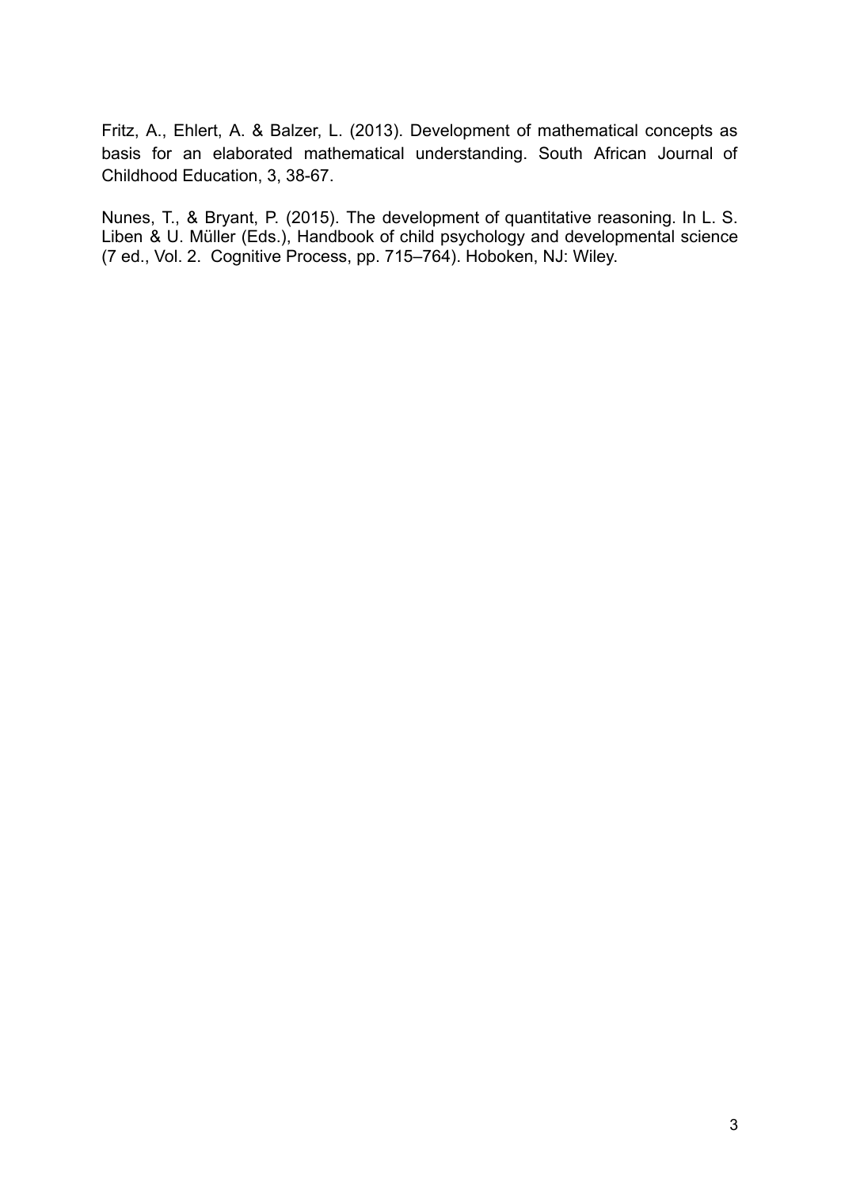Fritz, A., Ehlert, A. & Balzer, L. (2013). Development of mathematical concepts as basis for an elaborated mathematical understanding. South African Journal of Childhood Education, 3, 38-67.

Nunes, T., & Bryant, P. (2015). The development of quantitative reasoning. In L. S. Liben & U. Müller (Eds.), Handbook of child psychology and developmental science (7 ed., Vol. 2. Cognitive Process, pp. 715–764). Hoboken, NJ: Wiley.